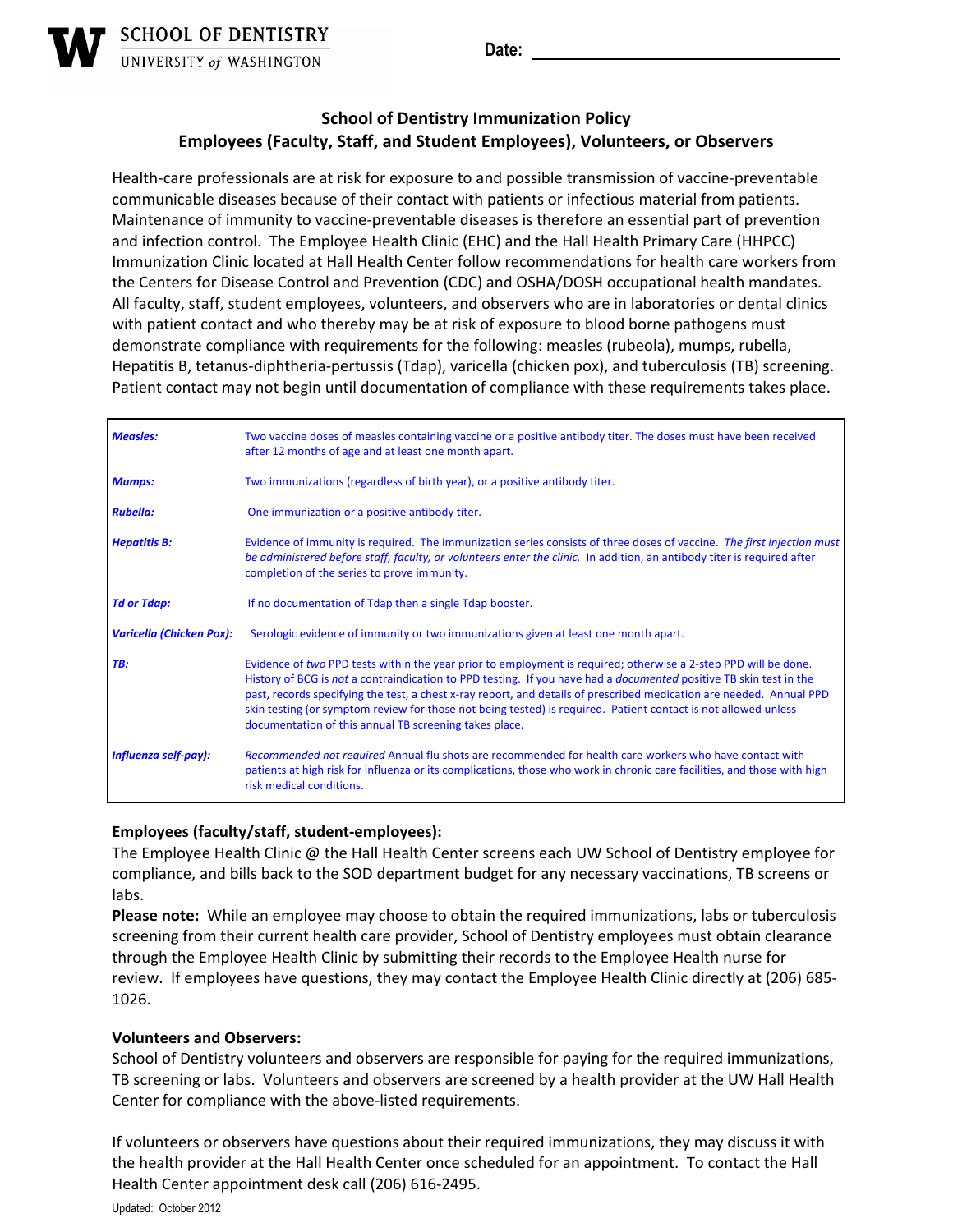SCHOOL OF DENTISTRY
UNIVERSITY *of* WASHINGTON

**Date:** ______________________________

## School of Dentistry Immunization Policy
## Employees (Faculty, Staff, and Student Employees), Volunteers, or Observers

Health-care professionals are at risk for exposure to and possible transmission of vaccine-preventable communicable diseases because of their contact with patients or infectious material from patients. Maintenance of immunity to vaccine-preventable diseases is therefore an essential part of prevention and infection control. The Employee Health Clinic (EHC) and the Hall Health Primary Care (HHPCC) Immunization Clinic located at Hall Health Center follow recommendations for health care workers from the Centers for Disease Control and Prevention (CDC) and OSHA/DOSH occupational health mandates. All faculty, staff, student employees, volunteers, and observers who are in laboratories or dental clinics with patient contact and who thereby may be at risk of exposure to blood borne pathogens must demonstrate compliance with requirements for the following: measles (rubeola), mumps, rubella, Hepatitis B, tetanus-diphtheria-pertussis (Tdap), varicella (chicken pox), and tuberculosis (TB) screening. Patient contact may not begin until documentation of compliance with these requirements takes place.

| | |
|---|---|
| ***Measles:*** | Two vaccine doses of measles containing vaccine or a positive antibody titer. The doses must have been received after 12 months of age and at least one month apart. |
| ***Mumps:*** | Two immunizations (regardless of birth year), or a positive antibody titer. |
| ***Rubella:*** | One immunization or a positive antibody titer. |
| ***Hepatitis B:*** | Evidence of immunity is required. The immunization series consists of three doses of vaccine. *The first injection must be administered before staff, faculty, or volunteers enter the clinic.* In addition, an antibody titer is required after completion of the series to prove immunity. |
| ***Td or Tdap:*** | If no documentation of Tdap then a single Tdap booster. |
| ***Varicella (Chicken Pox):*** | Serologic evidence of immunity or two immunizations given at least one month apart. |
| ***TB:*** | Evidence of *two* PPD tests within the year prior to employment is required; otherwise a 2-step PPD will be done. History of BCG is *not* a contraindication to PPD testing. If you have had a *documented* positive TB skin test in the past, records specifying the test, a chest x-ray report, and details of prescribed medication are needed. Annual PPD skin testing (or symptom review for those not being tested) is required. Patient contact is not allowed unless documentation of this annual TB screening takes place. |
| ***Influenza self-pay):*** | *Recommended not required* Annual flu shots are recommended for health care workers who have contact with patients at high risk for influenza or its complications, those who work in chronic care facilities, and those with high risk medical conditions. |

**Employees (faculty/staff, student-employees):**
The Employee Health Clinic @ the Hall Health Center screens each UW School of Dentistry employee for compliance, and bills back to the SOD department budget for any necessary vaccinations, TB screens or labs.
**Please note:** While an employee may choose to obtain the required immunizations, labs or tuberculosis screening from their current health care provider, School of Dentistry employees must obtain clearance through the Employee Health Clinic by submitting their records to the Employee Health nurse for review. If employees have questions, they may contact the Employee Health Clinic directly at (206) 685-1026.

**Volunteers and Observers:**
School of Dentistry volunteers and observers are responsible for paying for the required immunizations, TB screening or labs. Volunteers and observers are screened by a health provider at the UW Hall Health Center for compliance with the above-listed requirements.

If volunteers or observers have questions about their required immunizations, they may discuss it with the health provider at the Hall Health Center once scheduled for an appointment. To contact the Hall Health Center appointment desk call (206) 616-2495.

Updated: October 2012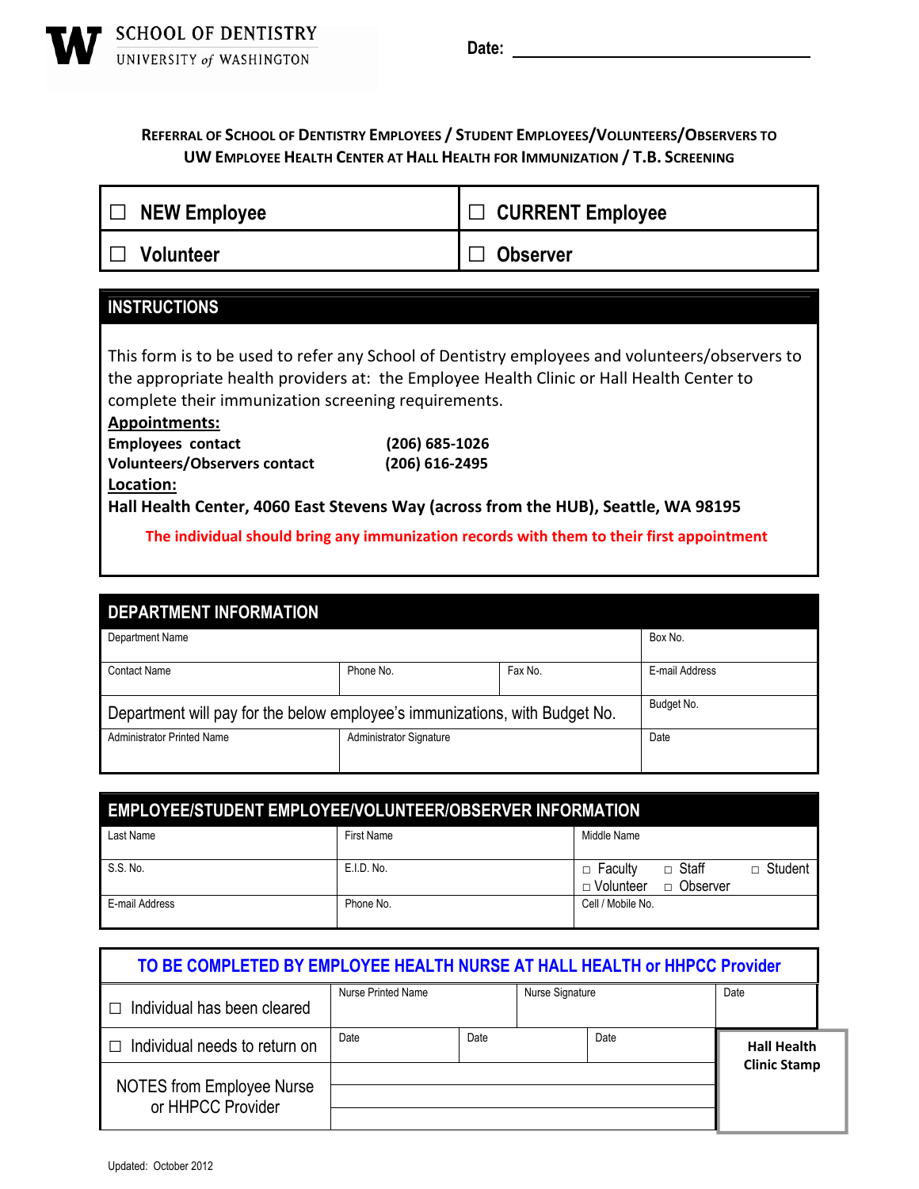**W SCHOOL OF DENTISTRY**
UNIVERSITY of WASHINGTON

**Date:** ______________________________

### REFERRAL OF SCHOOL OF DENTISTRY EMPLOYEES / STUDENT EMPLOYEES/VOLUNTEERS/OBSERVERS TO UW EMPLOYEE HEALTH CENTER AT HALL HEALTH FOR IMMUNIZATION / T.B. SCREENING

| | |
|---|---|
| ☐ **NEW Employee** | ☐ **CURRENT Employee** |
| ☐ **Volunteer** | ☐ **Observer** |

## INSTRUCTIONS

This form is to be used to refer any School of Dentistry employees and volunteers/observers to the appropriate health providers at: the Employee Health Clinic or Hall Health Center to complete their immunization screening requirements.

**Appointments:**

**Employees contact** **(206) 685-1026**
**Volunteers/Observers contact** **(206) 616-2495**

**Location:**

**Hall Health Center, 4060 East Stevens Way (across from the HUB), Seattle, WA 98195**

**The individual should bring any immunization records with them to their first appointment**

## DEPARTMENT INFORMATION

| | | | |
|---|---|---|---|
| Department Name | | | Box No. |
| Contact Name | Phone No. | Fax No. | E-mail Address |
| Department will pay for the below employee's immunizations, with Budget No. | | | Budget No. |
| Administrator Printed Name | Administrator Signature | | Date |

## EMPLOYEE/STUDENT EMPLOYEE/VOLUNTEER/OBSERVER INFORMATION

| | | |
|---|---|---|
| Last Name | First Name | Middle Name |
| S.S. No. | E.I.D. No. | ☐ Faculty ☐ Staff ☐ Student ☐ Volunteer ☐ Observer |
| E-mail Address | Phone No. | Cell / Mobile No. |

## TO BE COMPLETED BY EMPLOYEE HEALTH NURSE AT HALL HEALTH or HHPCC Provider

| | | | | |
|---|---|---|---|---|
| ☐ Individual has been cleared | Nurse Printed Name | Nurse Signature | | Date |
| ☐ Individual needs to return on | Date | Date | Date | **Hall Health Clinic Stamp** |
| NOTES from Employee Nurse or HHPCC Provider | | | | |

Updated: October 2012